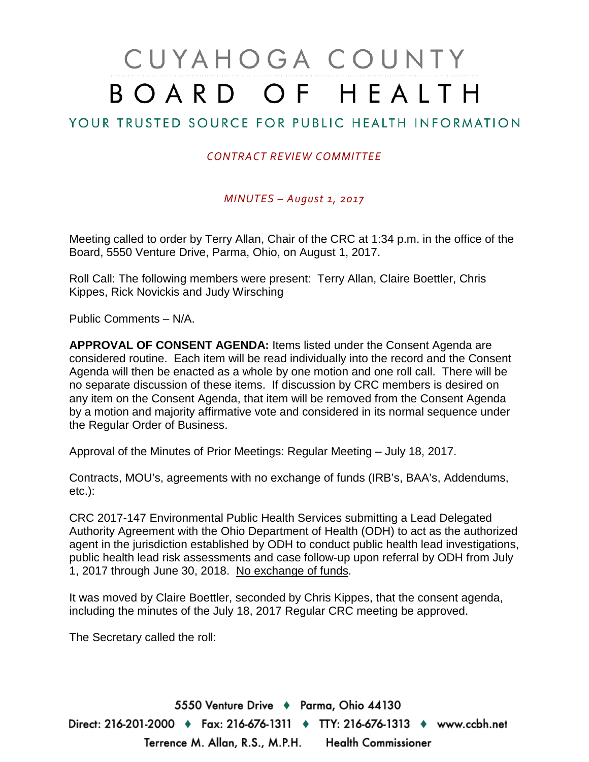# CUYAHOGA COUNTY BOARD OF HEALTH

## YOUR TRUSTED SOURCE FOR PUBLIC HEALTH INFORMATION

*CONTRACT REVIEW COMMITTEE*

*MINUTES – August 1, 2017*

Meeting called to order by Terry Allan, Chair of the CRC at 1:34 p.m. in the office of the Board, 5550 Venture Drive, Parma, Ohio, on August 1, 2017.

Roll Call: The following members were present: Terry Allan, Claire Boettler, Chris Kippes, Rick Novickis and Judy Wirsching

Public Comments – N/A.

**APPROVAL OF CONSENT AGENDA:** Items listed under the Consent Agenda are considered routine. Each item will be read individually into the record and the Consent Agenda will then be enacted as a whole by one motion and one roll call. There will be no separate discussion of these items. If discussion by CRC members is desired on any item on the Consent Agenda, that item will be removed from the Consent Agenda by a motion and majority affirmative vote and considered in its normal sequence under the Regular Order of Business.

Approval of the Minutes of Prior Meetings: Regular Meeting – July 18, 2017.

Contracts, MOU's, agreements with no exchange of funds (IRB's, BAA's, Addendums, etc.):

CRC 2017-147 Environmental Public Health Services submitting a Lead Delegated Authority Agreement with the Ohio Department of Health (ODH) to act as the authorized agent in the jurisdiction established by ODH to conduct public health lead investigations, public health lead risk assessments and case follow-up upon referral by ODH from July 1, 2017 through June 30, 2018. No exchange of funds.

It was moved by Claire Boettler, seconded by Chris Kippes, that the consent agenda, including the minutes of the July 18, 2017 Regular CRC meeting be approved.

The Secretary called the roll: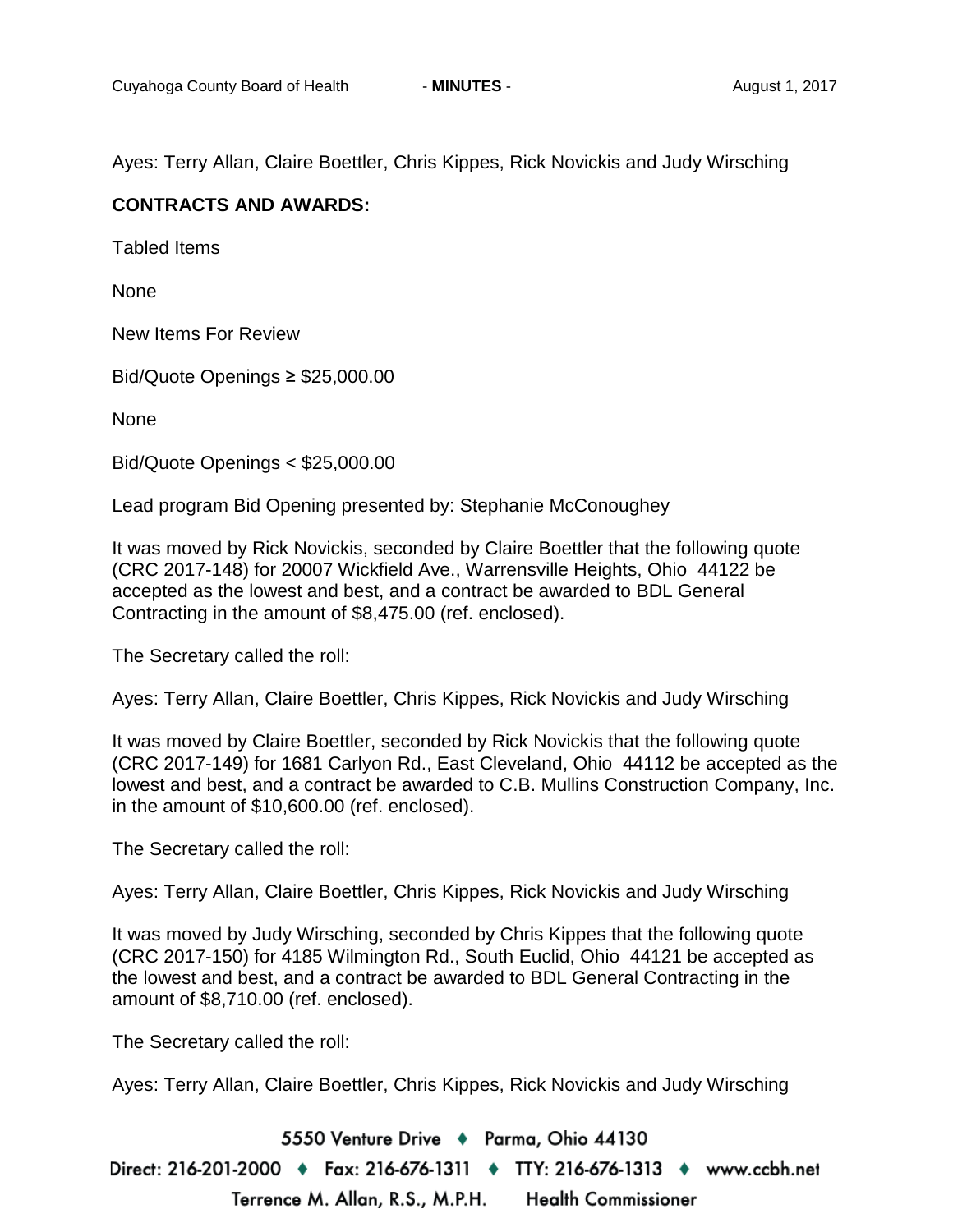Ayes: Terry Allan, Claire Boettler, Chris Kippes, Rick Novickis and Judy Wirsching

**CONTRACTS AND AWARDS:**

Tabled Items

None

New Items For Review

Bid/Quote Openings ≥ $25,000.00

None

Bid/Quote Openings < $25,000.00

Lead program Bid Opening presented by: Stephanie McConoughey

It was moved by Rick Novickis, seconded by Claire Boettler that the following quote (CRC 2017-148) for 20007 Wickfield Ave., Warrensville Heights, Ohio 44122 be accepted as the lowest and best, and a contract be awarded to BDL General Contracting in the amount of $8,475.00 (ref. enclosed).

The Secretary called the roll:

Ayes: Terry Allan, Claire Boettler, Chris Kippes, Rick Novickis and Judy Wirsching

It was moved by Claire Boettler, seconded by Rick Novickis that the following quote (CRC 2017-149) for 1681 Carlyon Rd., East Cleveland, Ohio 44112 be accepted as the lowest and best, and a contract be awarded to C.B. Mullins Construction Company, Inc. in the amount of $10,600.00 (ref. enclosed).

The Secretary called the roll:

Ayes: Terry Allan, Claire Boettler, Chris Kippes, Rick Novickis and Judy Wirsching

It was moved by Judy Wirsching, seconded by Chris Kippes that the following quote (CRC 2017-150) for 4185 Wilmington Rd., South Euclid, Ohio 44121 be accepted as the lowest and best, and a contract be awarded to BDL General Contracting in the amount of $8,710.00 (ref. enclosed).

The Secretary called the roll:

Ayes: Terry Allan, Claire Boettler, Chris Kippes, Rick Novickis and Judy Wirsching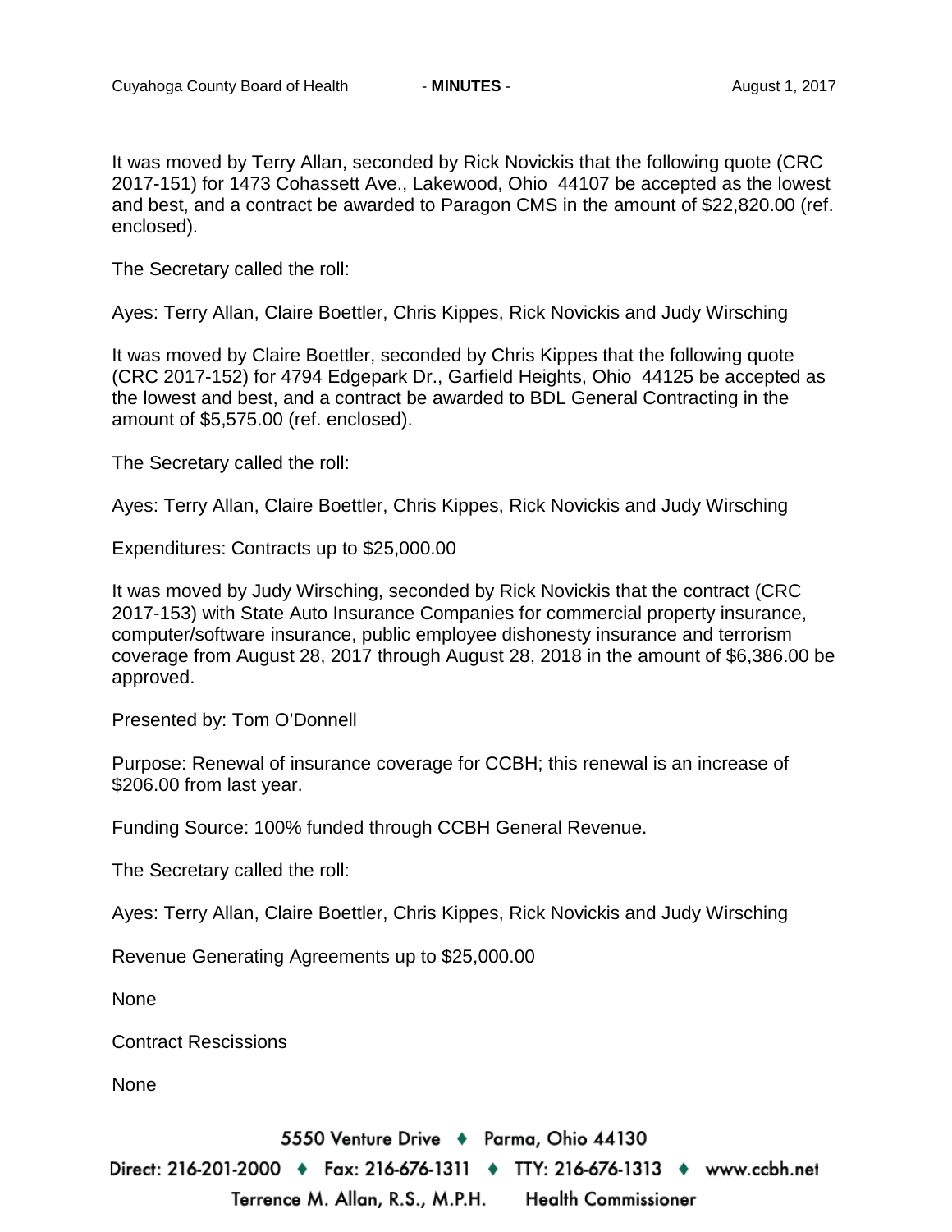It was moved by Terry Allan, seconded by Rick Novickis that the following quote (CRC 2017-151) for 1473 Cohassett Ave., Lakewood, Ohio 44107 be accepted as the lowest and best, and a contract be awarded to Paragon CMS in the amount of $22,820.00 (ref. enclosed).

The Secretary called the roll:

Ayes: Terry Allan, Claire Boettler, Chris Kippes, Rick Novickis and Judy Wirsching

It was moved by Claire Boettler, seconded by Chris Kippes that the following quote (CRC 2017-152) for 4794 Edgepark Dr., Garfield Heights, Ohio 44125 be accepted as the lowest and best, and a contract be awarded to BDL General Contracting in the amount of $5,575.00 (ref. enclosed).

The Secretary called the roll:

Ayes: Terry Allan, Claire Boettler, Chris Kippes, Rick Novickis and Judy Wirsching

Expenditures: Contracts up to $25,000.00

It was moved by Judy Wirsching, seconded by Rick Novickis that the contract (CRC 2017-153) with State Auto Insurance Companies for commercial property insurance, computer/software insurance, public employee dishonesty insurance and terrorism coverage from August 28, 2017 through August 28, 2018 in the amount of $6,386.00 be approved.

Presented by: Tom O'Donnell

Purpose: Renewal of insurance coverage for CCBH; this renewal is an increase of $206.00 from last year.

Funding Source: 100% funded through CCBH General Revenue.

The Secretary called the roll:

Ayes: Terry Allan, Claire Boettler, Chris Kippes, Rick Novickis and Judy Wirsching

Revenue Generating Agreements up to $25,000.00

None

Contract Rescissions

None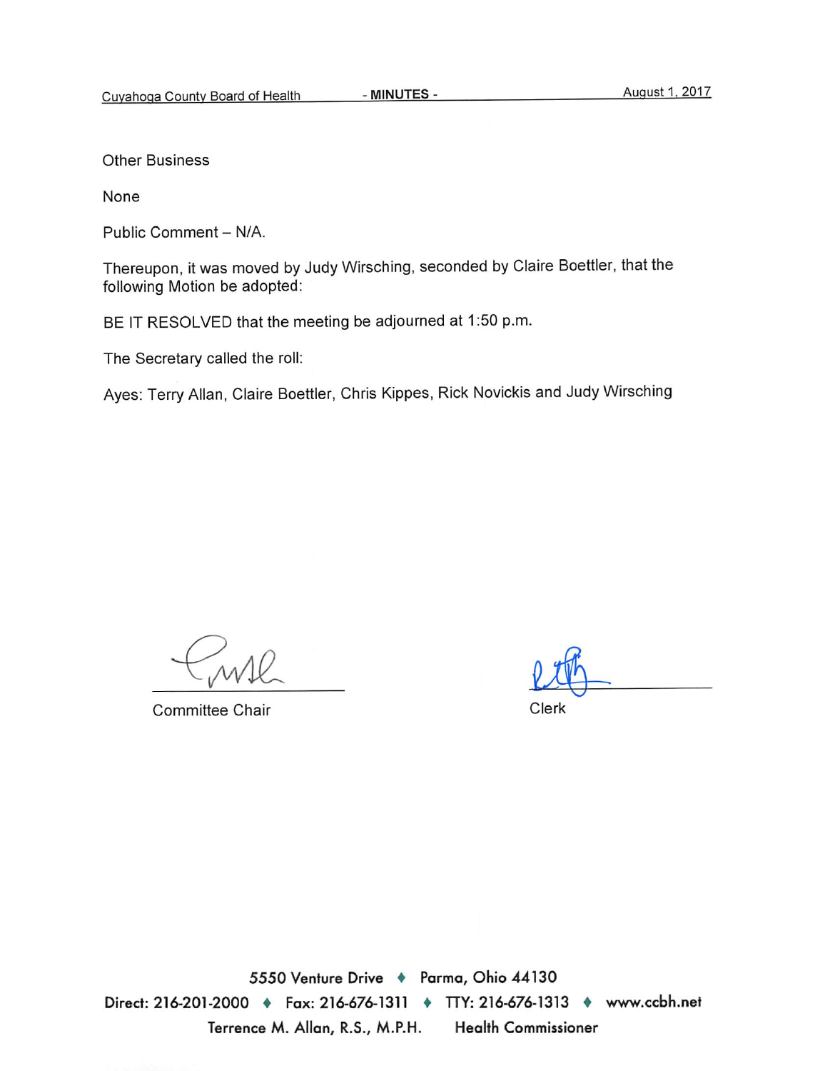Other Business

None

Public Comment – N/A.

Thereupon, it was moved by Judy Wirsching, seconded by Claire Boettler, that the following Motion be adopted:

BE IT RESOLVED that the meeting be adjourned at 1:50 p.m.

The Secretary called the roll:

Ayes: Terry Allan, Claire Boettler, Chris Kippes, Rick Novickis and Judy Wirsching

Committee Chair

Clerk

5550 Venture Drive ♦ Parma, Ohio 44130

Direct: 216-201-2000 ♦ Fax: 216-676-1311 ♦ TTY: 216-676-1313 ♦ www.ccbh.net

Terrence M. Allan, R.S., M.P.H. Health Commissioner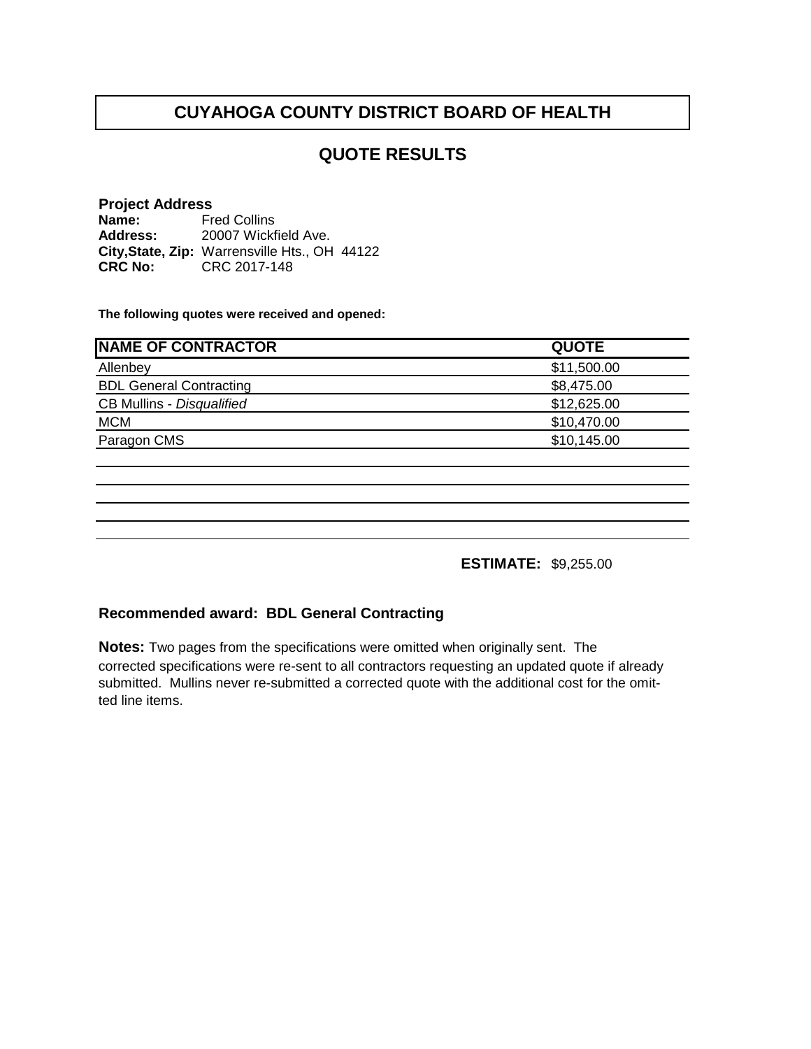# CUYAHOGA COUNTY DISTRICT BOARD OF HEALTH

## QUOTE RESULTS

**Project Address**
**Name:** Fred Collins
**Address:** 20007 Wickfield Ave.
**City,State, Zip:** Warrensville Hts., OH 44122
**CRC No:** CRC 2017-148

**The following quotes were received and opened:**

| NAME OF CONTRACTOR | QUOTE |
|---|---|
| Allenbey | $11,500.00 |
| BDL General Contracting | $8,475.00 |
| CB Mullins - *Disqualified* | $12,625.00 |
| MCM | $10,470.00 |
| Paragon CMS | $10,145.00 |

**ESTIMATE:** $9,255.00

**Recommended award: BDL General Contracting**

**Notes:** Two pages from the specifications were omitted when originally sent. The corrected specifications were re-sent to all contractors requesting an updated quote if already submitted. Mullins never re-submitted a corrected quote with the additional cost for the omitted line items.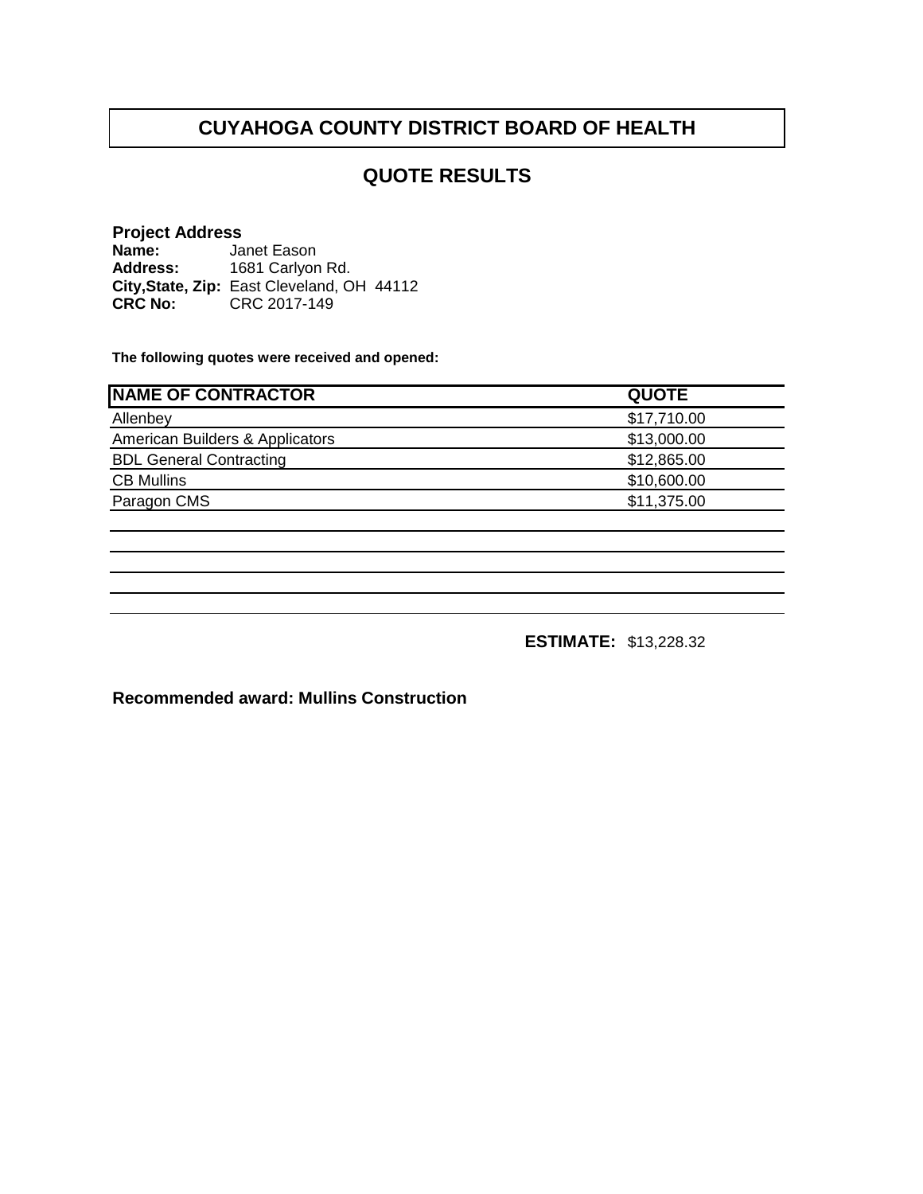# CUYAHOGA COUNTY DISTRICT BOARD OF HEALTH

## QUOTE RESULTS

**Project Address**

**Name:** Janet Eason
**Address:** 1681 Carlyon Rd.
**City,State, Zip:** East Cleveland, OH 44112
**CRC No:** CRC 2017-149

**The following quotes were received and opened:**

| NAME OF CONTRACTOR | QUOTE |
|---|---|
| Allenbey | $17,710.00 |
| American Builders & Applicators | $13,000.00 |
| BDL General Contracting | $12,865.00 |
| CB Mullins | $10,600.00 |
| Paragon CMS | $11,375.00 |

**ESTIMATE:** $13,228.32

**Recommended award: Mullins Construction**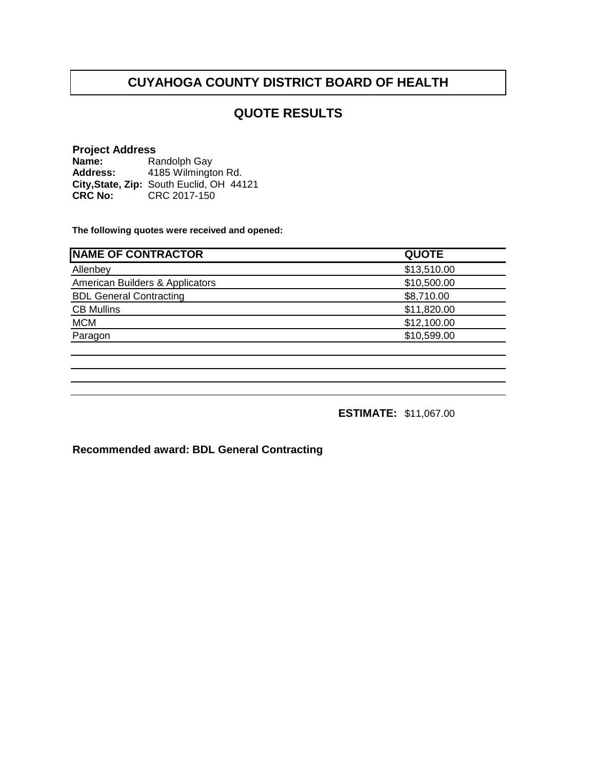# CUYAHOGA COUNTY DISTRICT BOARD OF HEALTH

## QUOTE RESULTS

**Project Address**
**Name:** Randolph Gay
**Address:** 4185 Wilmington Rd.
**City,State, Zip:** South Euclid, OH 44121
**CRC No:** CRC 2017-150

**The following quotes were received and opened:**

| NAME OF CONTRACTOR | QUOTE |
|---|---|
| Allenbey | $13,510.00 |
| American Builders & Applicators | $10,500.00 |
| BDL General Contracting | $8,710.00 |
| CB Mullins | $11,820.00 |
| MCM | $12,100.00 |
| Paragon | $10,599.00 |

**ESTIMATE:** $11,067.00

**Recommended award: BDL General Contracting**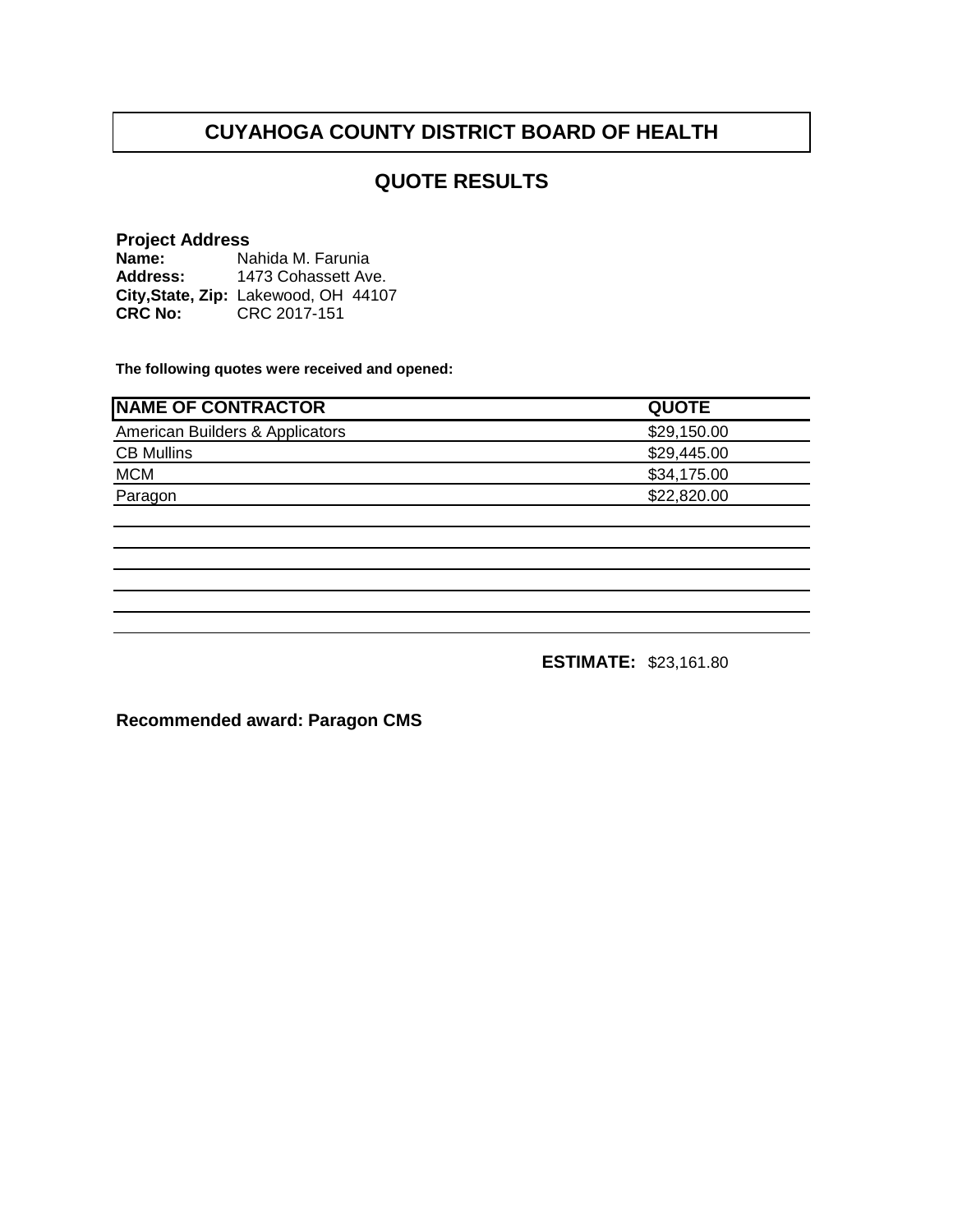# CUYAHOGA COUNTY DISTRICT BOARD OF HEALTH

## QUOTE RESULTS

**Project Address**
**Name:** Nahida M. Farunia
**Address:** 1473 Cohassett Ave.
**City,State, Zip:** Lakewood, OH 44107
**CRC No:** CRC 2017-151

**The following quotes were received and opened:**

| NAME OF CONTRACTOR | QUOTE |
|---|---|
| American Builders & Applicators | $29,150.00 |
| CB Mullins | $29,445.00 |
| MCM | $34,175.00 |
| Paragon | $22,820.00 |

**ESTIMATE:** $23,161.80

**Recommended award: Paragon CMS**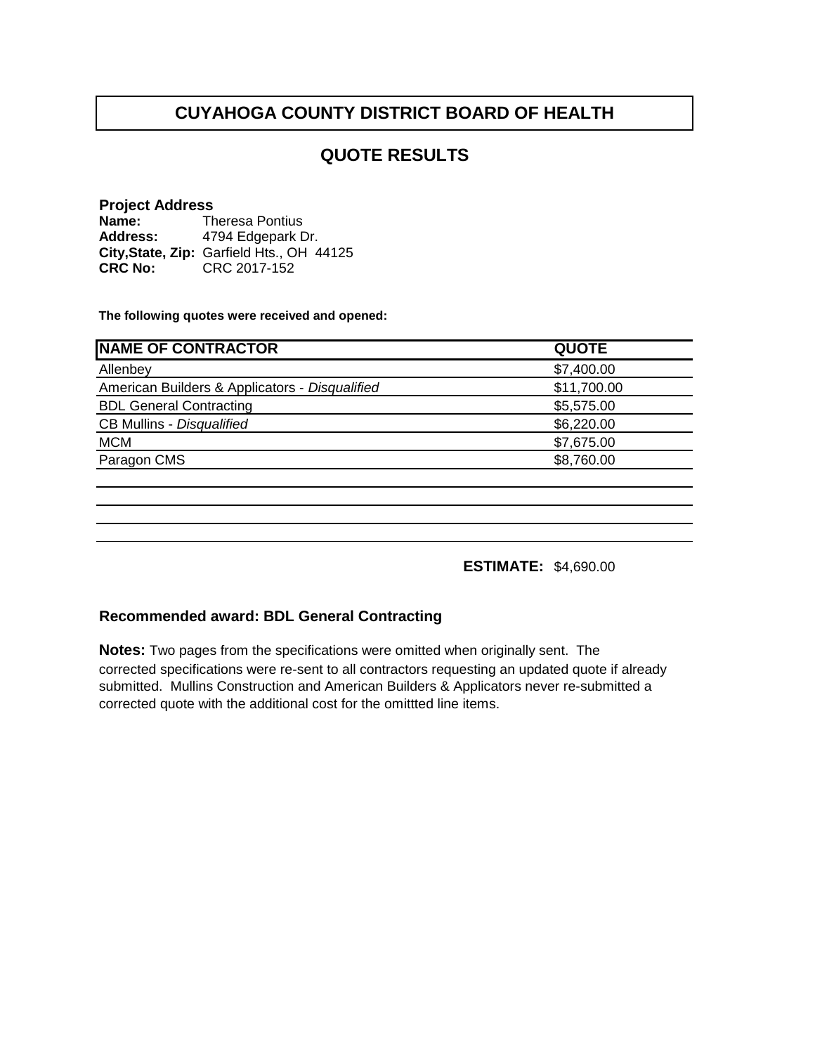# CUYAHOGA COUNTY DISTRICT BOARD OF HEALTH

## QUOTE RESULTS

**Project Address**
**Name:** Theresa Pontius
**Address:** 4794 Edgepark Dr.
**City,State, Zip:** Garfield Hts., OH 44125
**CRC No:** CRC 2017-152

**The following quotes were received and opened:**

| NAME OF CONTRACTOR | QUOTE |
|---|---|
| Allenbey | $7,400.00 |
| American Builders & Applicators - *Disqualified* | $11,700.00 |
| BDL General Contracting | $5,575.00 |
| CB Mullins - *Disqualified* | $6,220.00 |
| MCM | $7,675.00 |
| Paragon CMS | $8,760.00 |

**ESTIMATE:** $4,690.00

**Recommended award: BDL General Contracting**

**Notes:** Two pages from the specifications were omitted when originally sent. The corrected specifications were re-sent to all contractors requesting an updated quote if already submitted. Mullins Construction and American Builders & Applicators never re-submitted a corrected quote with the additional cost for the omittted line items.